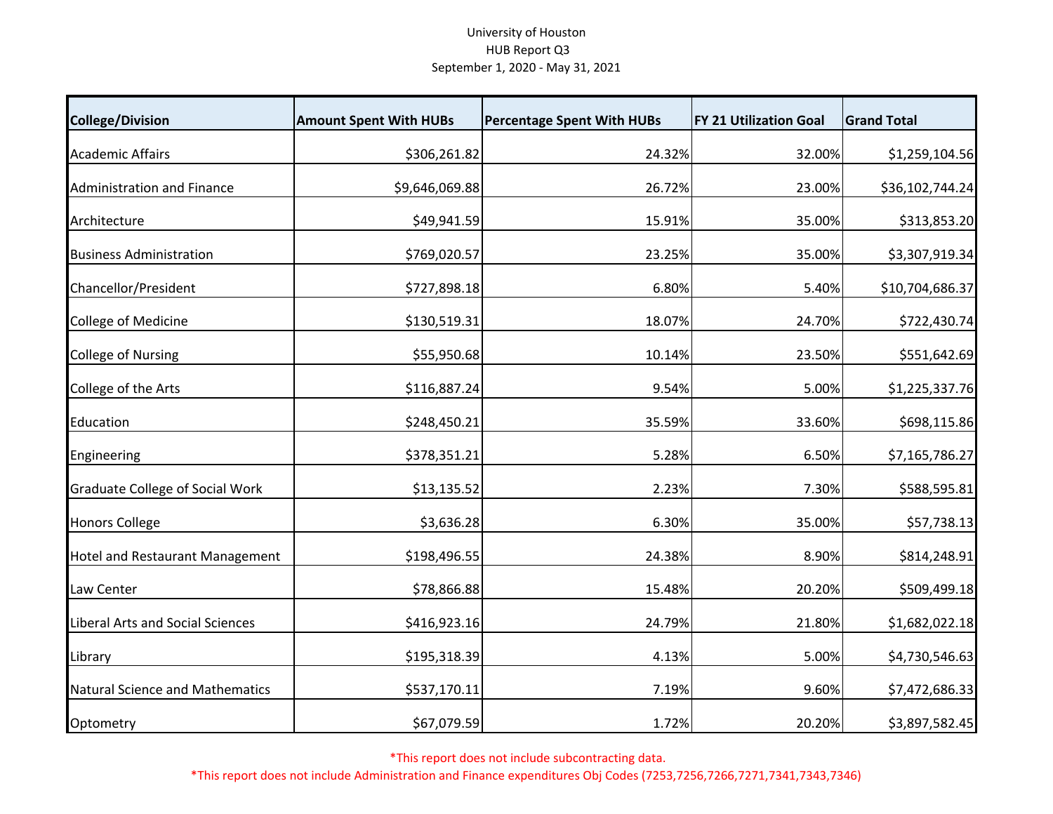University of Houston
HUB Report Q3
September 1, 2020 - May 31, 2021

| College/Division | Amount Spent With HUBs | Percentage Spent With HUBs | FY 21 Utilization Goal | Grand Total |
|---|---|---|---|---|
| Academic Affairs | $306,261.82 | 24.32% | 32.00% | $1,259,104.56 |
| Administration and Finance | $9,646,069.88 | 26.72% | 23.00% | $36,102,744.24 |
| Architecture | $49,941.59 | 15.91% | 35.00% | $313,853.20 |
| Business Administration | $769,020.57 | 23.25% | 35.00% | $3,307,919.34 |
| Chancellor/President | $727,898.18 | 6.80% | 5.40% | $10,704,686.37 |
| College of Medicine | $130,519.31 | 18.07% | 24.70% | $722,430.74 |
| College of Nursing | $55,950.68 | 10.14% | 23.50% | $551,642.69 |
| College of the Arts | $116,887.24 | 9.54% | 5.00% | $1,225,337.76 |
| Education | $248,450.21 | 35.59% | 33.60% | $698,115.86 |
| Engineering | $378,351.21 | 5.28% | 6.50% | $7,165,786.27 |
| Graduate College of Social Work | $13,135.52 | 2.23% | 7.30% | $588,595.81 |
| Honors College | $3,636.28 | 6.30% | 35.00% | $57,738.13 |
| Hotel and Restaurant Management | $198,496.55 | 24.38% | 8.90% | $814,248.91 |
| Law Center | $78,866.88 | 15.48% | 20.20% | $509,499.18 |
| Liberal Arts and Social Sciences | $416,923.16 | 24.79% | 21.80% | $1,682,022.18 |
| Library | $195,318.39 | 4.13% | 5.00% | $4,730,546.63 |
| Natural Science and Mathematics | $537,170.11 | 7.19% | 9.60% | $7,472,686.33 |
| Optometry | $67,079.59 | 1.72% | 20.20% | $3,897,582.45 |

*This report does not include subcontracting data.

*This report does not include Administration and Finance expenditures Obj Codes (7253,7256,7266,7271,7341,7343,7346)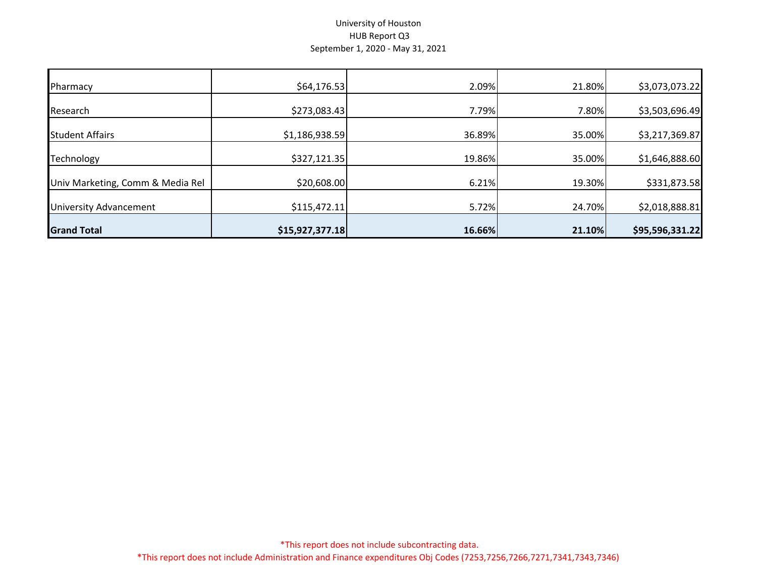University of Houston
HUB Report Q3
September 1, 2020 - May 31, 2021

| | | | | |
|---|---|---|---|---|
| Pharmacy | $64,176.53 | 2.09% | 21.80% | $3,073,073.22 |
| Research | $273,083.43 | 7.79% | 7.80% | $3,503,696.49 |
| Student Affairs | $1,186,938.59 | 36.89% | 35.00% | $3,217,369.87 |
| Technology | $327,121.35 | 19.86% | 35.00% | $1,646,888.60 |
| Univ Marketing, Comm & Media Rel | $20,608.00 | 6.21% | 19.30% | $331,873.58 |
| University Advancement | $115,472.11 | 5.72% | 24.70% | $2,018,888.81 |
| **Grand Total** | **$15,927,377.18** | **16.66%** | **21.10%** | **$95,596,331.22** |

*This report does not include subcontracting data.
*This report does not include Administration and Finance expenditures Obj Codes (7253,7256,7266,7271,7341,7343,7346)